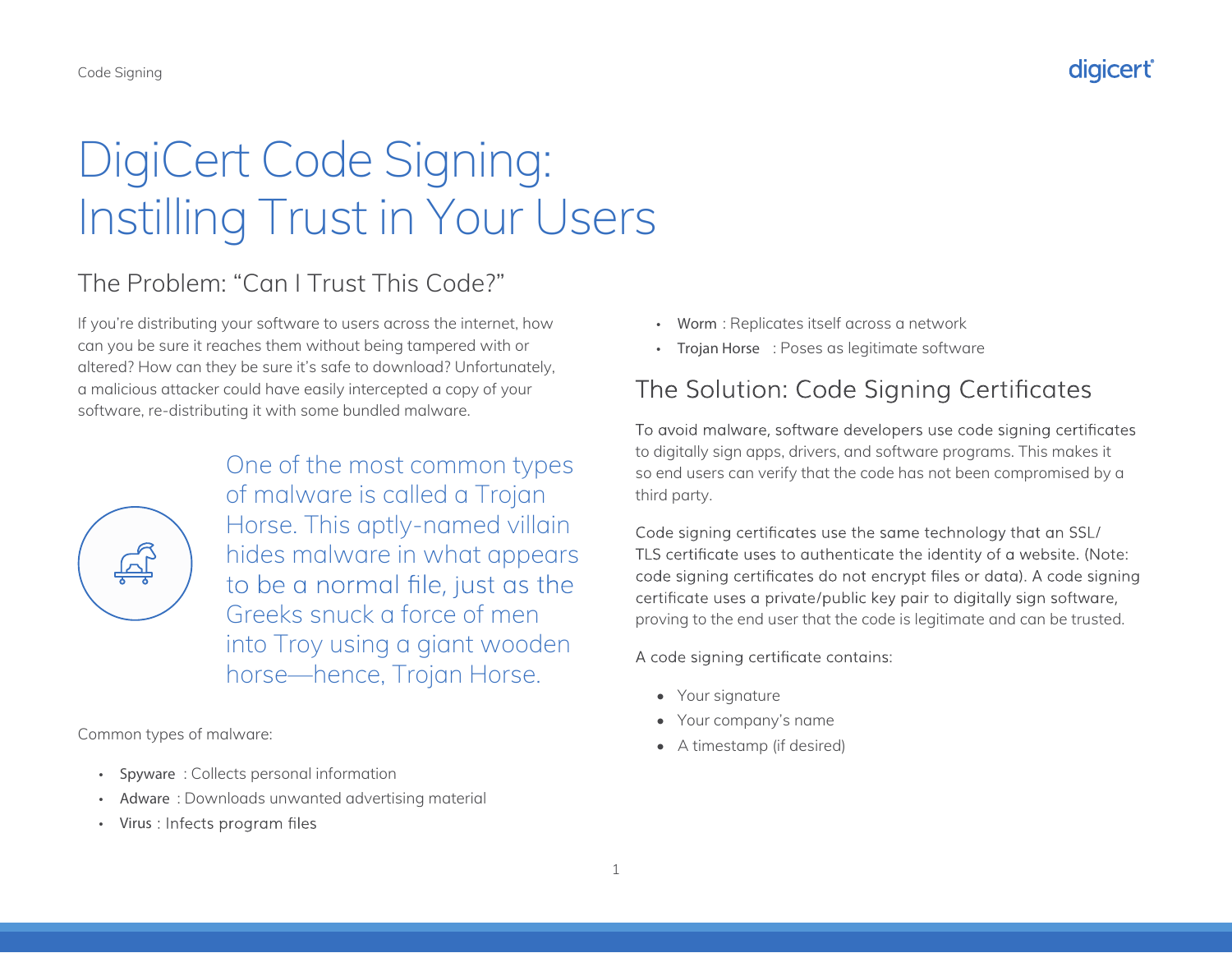# DigiCert Code Signing: Instilling Trust in Your Users

## The Problem: "Can I Trust This Code?"

If you're distributing your software to users across the internet, how can you be sure it reaches them without being tampered with or altered? How can they be sure it's safe to download? Unfortunately, a malicious attacker could have easily intercepted a copy of your software, re-distributing it with some bundled malware.

One of the most common types of malware is called a Trojan Horse. This aptly-named villain hides malware in what appears to be a normal file, just as the Greeks snuck a force of men into Troy using a giant wooden horse—hence, Trojan Horse.

Common types of malware:

- Spyware : Collects personal information
- Adware : Downloads unwanted advertising material
- Virus : Infects program files
- Worm : Replicates itself across a network
- Trojan Horse : Poses as legitimate software

## The Solution: Code Signing Certificates

To avoid malware, software developers use code signing certificates to digitally sign apps, drivers, and software programs. This makes it so end users can verify that the code has not been compromised by a third party.

Code signing certificates use the same technology that an SSL/TLS certificate uses to authenticate the identity of a website. (Note: code signing certificates do not encrypt files or data). A code signing certificate uses a private/public key pair to digitally sign software, proving to the end user that the code is legitimate and can be trusted.

A code signing certificate contains:

- Your signature
- Your company's name
- A timestamp (if desired)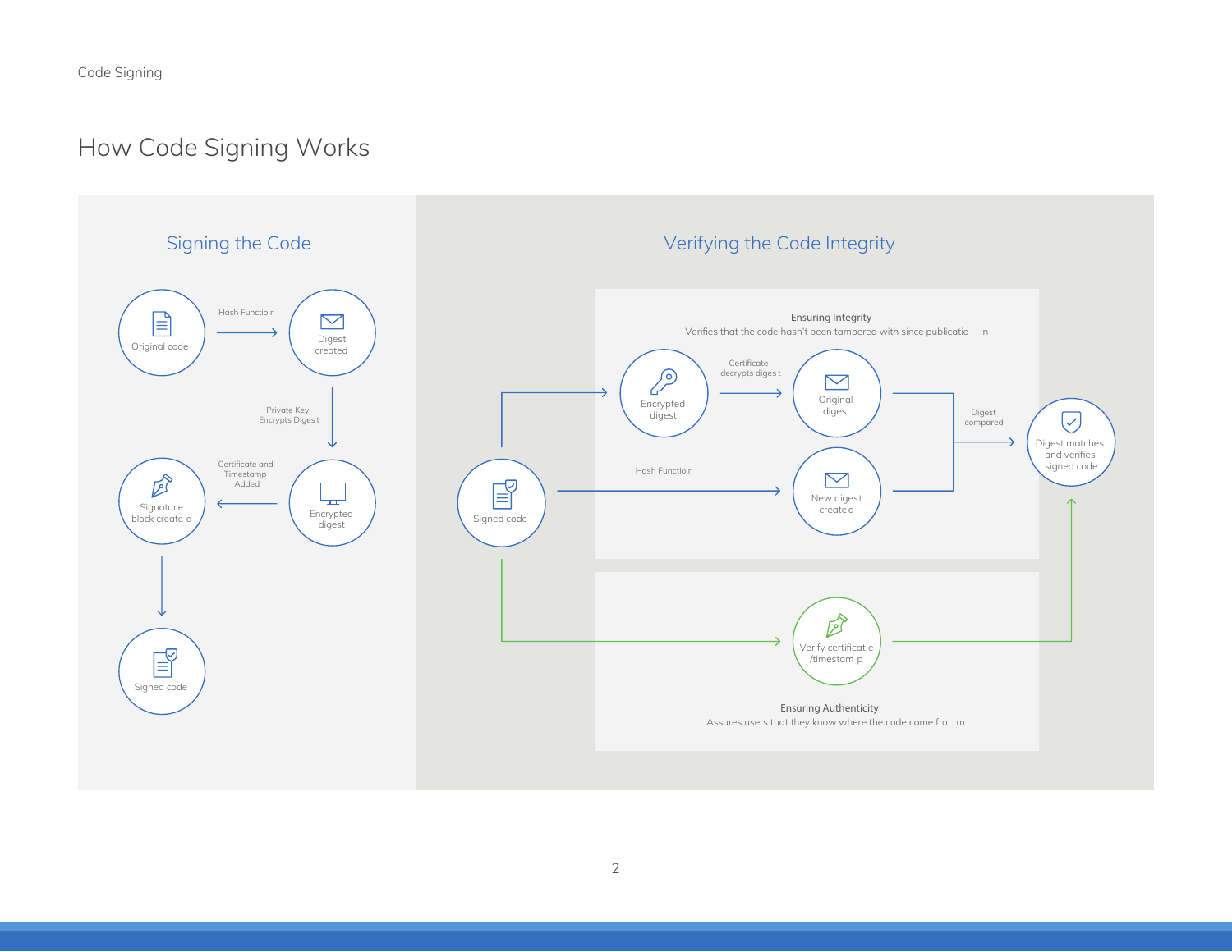# How Code Signing Works

## Signing the Code

Original code → (Hash Function) → Digest created

Digest created → (Private Key Encrypts Digest) → Encrypted digest

Encrypted digest → (Certificate and Timestamp Added) → Signature block created

Signature block created → Signed code

## Verifying the Code Integrity

### Ensuring Integrity

Verifies that the code hasn't been tampered with since publication

Signed code → Encrypted digest → (Certificate decrypts digest) → Original digest

Signed code → (Hash Function) → New digest created

Original digest + New digest created → (Digest compared) → Digest matches and verifies signed code

### Ensuring Authenticity

Assures users that they know where the code came from

Signed code → Verify certificate /timestamp → Digest matches and verifies signed code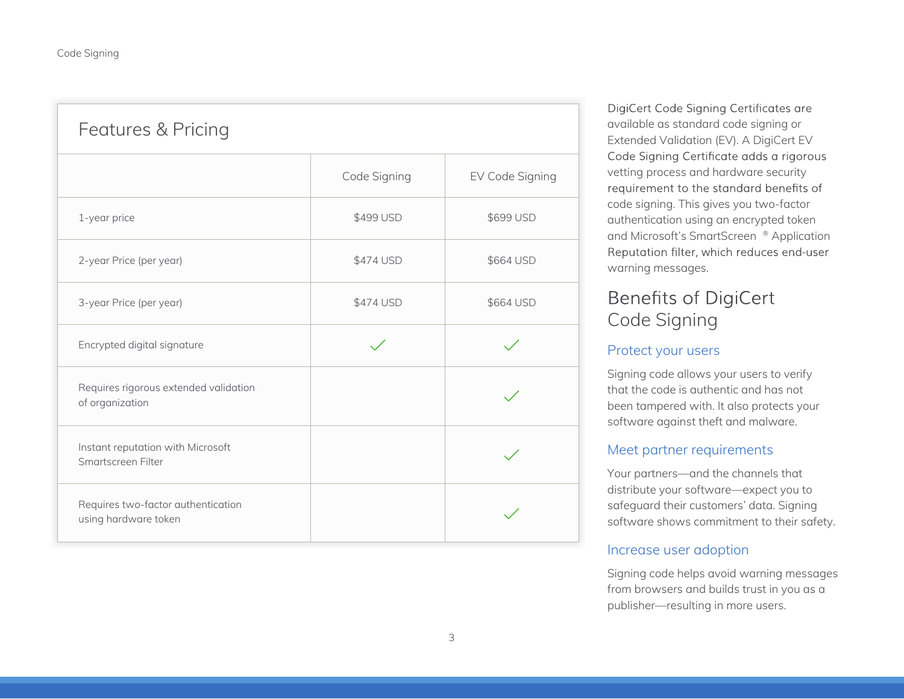## Features & Pricing

| | Code Signing | EV Code Signing |
|---|---|---|
| 1-year price | $499 USD | $699 USD |
| 2-year Price (per year) | $474 USD | $664 USD |
| 3-year Price (per year) | $474 USD | $664 USD |
| Encrypted digital signature | ✓ | ✓ |
| Requires rigorous extended validation of organization | | ✓ |
| Instant reputation with Microsoft Smartscreen Filter | | ✓ |
| Requires two-factor authentication using hardware token | | ✓ |

DigiCert Code Signing Certificates are available as standard code signing or Extended Validation (EV). A DigiCert EV Code Signing Certificate adds a rigorous vetting process and hardware security requirement to the standard benefits of code signing. This gives you two-factor authentication using an encrypted token and Microsoft's SmartScreen ® Application Reputation filter, which reduces end-user warning messages.

## Benefits of DigiCert Code Signing

### Protect your users

Signing code allows your users to verify that the code is authentic and has not been tampered with. It also protects your software against theft and malware.

### Meet partner requirements

Your partners—and the channels that distribute your software—expect you to safeguard their customers' data. Signing software shows commitment to their safety.

### Increase user adoption

Signing code helps avoid warning messages from browsers and builds trust in you as a publisher—resulting in more users.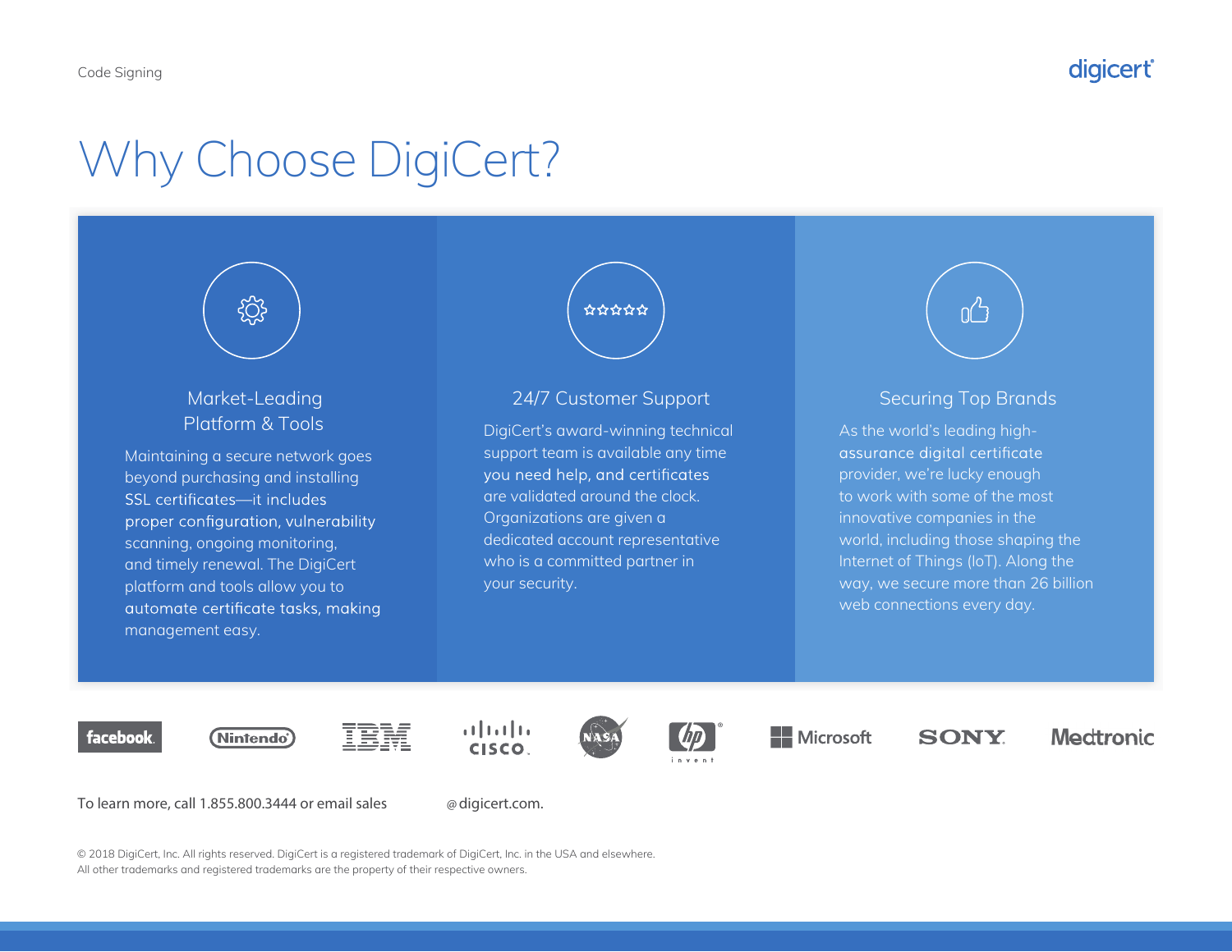# Why Choose DigiCert?

### Market-Leading Platform & Tools

Maintaining a secure network goes beyond purchasing and installing SSL certificates—it includes proper configuration, vulnerability scanning, ongoing monitoring, and timely renewal. The DigiCert platform and tools allow you to automate certificate tasks, making management easy.

### 24/7 Customer Support

DigiCert's award-winning technical support team is available any time you need help, and certificates are validated around the clock. Organizations are given a dedicated account representative who is a committed partner in your security.

### Securing Top Brands

As the world's leading high-assurance digital certificate provider, we're lucky enough to work with some of the most innovative companies in the world, including those shaping the Internet of Things (IoT). Along the way, we secure more than 26 billion web connections every day.

facebook Nintendo IBM CISCO NASA hp invent Microsoft SONY Medtronic

To learn more, call 1.855.800.3444 or email sales@digicert.com.

© 2018 DigiCert, Inc. All rights reserved. DigiCert is a registered trademark of DigiCert, Inc. in the USA and elsewhere. All other trademarks and registered trademarks are the property of their respective owners.